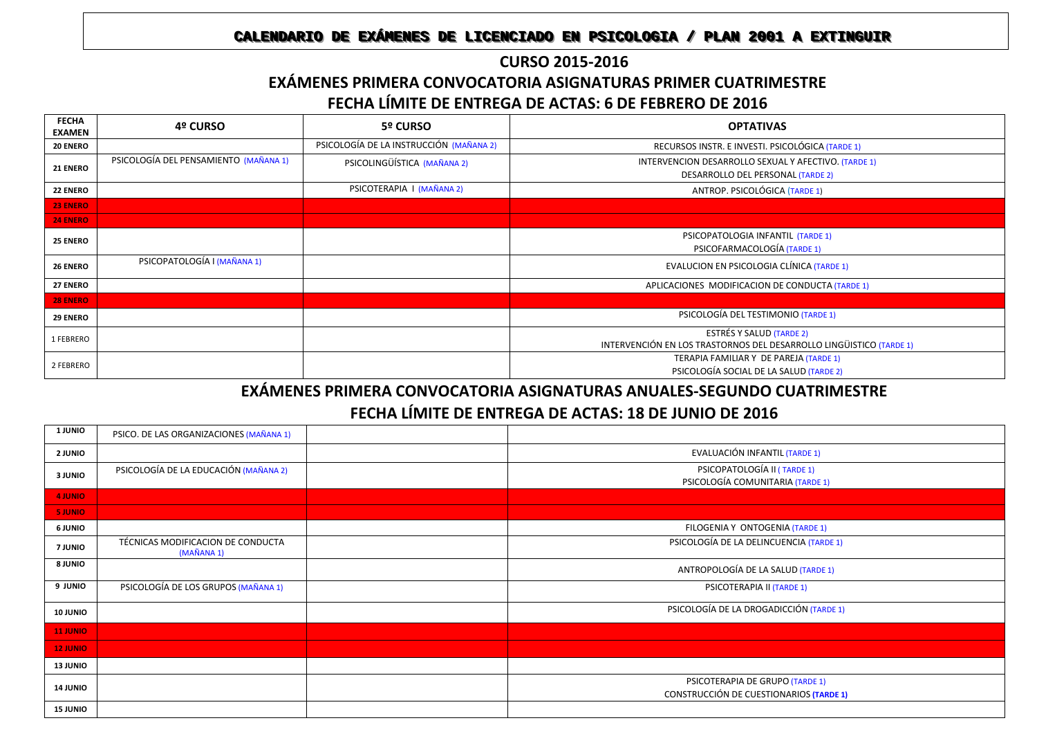# CALENDARIO DE EXÁMENES DE LICENCIADO EN PSICOLOGIA / PLAN 2001 A EXTINGUIR

## CURSO 2015-2016

## EXÁMENES PRIMERA CONVOCATORIA ASIGNATURAS PRIMER CUATRIMESTRE

## FECHA LÍMITE DE ENTREGA DE ACTAS: 6 DE FEBRERO DE 2016

| FECHA EXAMEN | 4º CURSO | 5º CURSO | OPTATIVAS |
|---|---|---|---|
| 20 ENERO | | PSICOLOGÍA DE LA INSTRUCCIÓN (MAÑANA 2) | RECURSOS INSTR. E INVESTI. PSICOLÓGICA (TARDE 1) |
| 21 ENERO | PSICOLOGÍA DEL PENSAMIENTO (MAÑANA 1) | PSICOLINGÜÍSTICA (MAÑANA 2) | INTERVENCION DESARROLLO SEXUAL Y AFECTIVO. (TARDE 1)<br>DESARROLLO DEL PERSONAL (TARDE 2) |
| 22 ENERO | | PSICOTERAPIA I (MAÑANA 2) | ANTROP. PSICOLÓGICA (TARDE 1) |
| 23 ENERO | | | |
| 24 ENERO | | | |
| 25 ENERO | | | PSICOPATOLOGIA INFANTIL (TARDE 1)<br>PSICOFARMACOLOGÍA (TARDE 1) |
| 26 ENERO | PSICOPATOLOGÍA I (MAÑANA 1) | | EVALUCION EN PSICOLOGIA CLÍNICA (TARDE 1) |
| 27 ENERO | | | APLICACIONES MODIFICACION DE CONDUCTA (TARDE 1) |
| 28 ENERO | | | |
| 29 ENERO | | | PSICOLOGÍA DEL TESTIMONIO (TARDE 1) |
| 1 FEBRERO | | | ESTRÉS Y SALUD (TARDE 2)<br>INTERVENCIÓN EN LOS TRASTORNOS DEL DESARROLLO LINGÜISTICO (TARDE 1) |
| 2 FEBRERO | | | TERAPIA FAMILIAR Y DE PAREJA (TARDE 1)<br>PSICOLOGÍA SOCIAL DE LA SALUD (TARDE 2) |

## EXÁMENES PRIMERA CONVOCATORIA ASIGNATURAS ANUALES-SEGUNDO CUATRIMESTRE

## FECHA LÍMITE DE ENTREGA DE ACTAS: 18 DE JUNIO DE 2016

| | | | |
|---|---|---|---|
| 1 JUNIO | PSICO. DE LAS ORGANIZACIONES (MAÑANA 1) | | |
| 2 JUNIO | | | EVALUACIÓN INFANTIL (TARDE 1) |
| 3 JUNIO | PSICOLOGÍA DE LA EDUCACIÓN (MAÑANA 2) | | PSICOPATOLOGÍA II ( TARDE 1)<br>PSICOLOGÍA COMUNITARIA (TARDE 1) |
| 4 JUNIO | | | |
| 5 JUNIO | | | |
| 6 JUNIO | | | FILOGENIA Y ONTOGENIA (TARDE 1) |
| 7 JUNIO | TÉCNICAS MODIFICACION DE CONDUCTA (MAÑANA 1) | | PSICOLOGÍA DE LA DELINCUENCIA (TARDE 1) |
| 8 JUNIO | | | ANTROPOLOGÍA DE LA SALUD (TARDE 1) |
| 9 JUNIO | PSICOLOGÍA DE LOS GRUPOS (MAÑANA 1) | | PSICOTERAPIA II (TARDE 1) |
| 10 JUNIO | | | PSICOLOGÍA DE LA DROGADICCIÓN (TARDE 1) |
| 11 JUNIO | | | |
| 12 JUNIO | | | |
| 13 JUNIO | | | |
| 14 JUNIO | | | PSICOTERAPIA DE GRUPO (TARDE 1)<br>CONSTRUCCIÓN DE CUESTIONARIOS **(TARDE 1)** |
| 15 JUNIO | | | |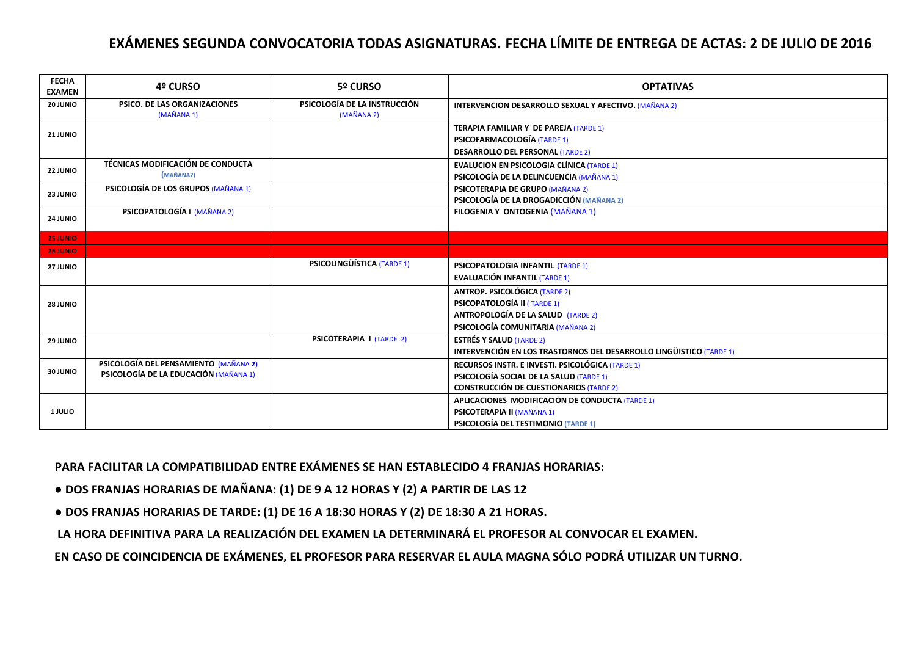# EXÁMENES SEGUNDA CONVOCATORIA TODAS ASIGNATURAS. FECHA LÍMITE DE ENTREGA DE ACTAS: 2 DE JULIO DE 2016

| FECHA EXAMEN | 4º CURSO | 5º CURSO | OPTATIVAS |
|---|---|---|---|
| 20 JUNIO | **PSICO. DE LAS ORGANIZACIONES** (MAÑANA 1) | **PSICOLOGÍA DE LA INSTRUCCIÓN** (MAÑANA 2) | **INTERVENCION DESARROLLO SEXUAL Y AFECTIVO.** (MAÑANA 2) |
| 21 JUNIO | | | **TERAPIA FAMILIAR Y DE PAREJA** (TARDE 1)<br>**PSICOFARMACOLOGÍA** (TARDE 1)<br>**DESARROLLO DEL PERSONAL** (TARDE 2) |
| 22 JUNIO | **TÉCNICAS MODIFICACIÓN DE CONDUCTA** (MAÑANA2) | | **EVALUCION EN PSICOLOGIA CLÍNICA** (TARDE 1)<br>**PSICOLOGÍA DE LA DELINCUENCIA** (MAÑANA 1) |
| 23 JUNIO | **PSICOLOGÍA DE LOS GRUPOS** (MAÑANA 1) | | **PSICOTERAPIA DE GRUPO** (MAÑANA 2)<br>**PSICOLOGÍA DE LA DROGADICCIÓN** (MAÑANA 2) |
| 24 JUNIO | **PSICOPATOLOGÍA I** (MAÑANA 2) | | **FILOGENIA Y ONTOGENIA** (MAÑANA 1) |
| 25 JUNIO | | | |
| 26 JUNIO | | | |
| 27 JUNIO | | **PSICOLINGÜÍSTICA** (TARDE 1) | **PSICOPATOLOGIA INFANTIL** (TARDE 1)<br>**EVALUACIÓN INFANTIL** (TARDE 1) |
| 28 JUNIO | | | **ANTROP. PSICOLÓGICA** (TARDE 2)<br>**PSICOPATOLOGÍA II** ( TARDE 1)<br>**ANTROPOLOGÍA DE LA SALUD** (TARDE 2)<br>**PSICOLOGÍA COMUNITARIA** (MAÑANA 2) |
| 29 JUNIO | | **PSICOTERAPIA I** (TARDE 2) | **ESTRÉS Y SALUD** (TARDE 2)<br>**INTERVENCIÓN EN LOS TRASTORNOS DEL DESARROLLO LINGÜISTICO** (TARDE 1) |
| 30 JUNIO | **PSICOLOGÍA DEL PENSAMIENTO** (MAÑANA **2)**<br>**PSICOLOGÍA DE LA EDUCACIÓN** (MAÑANA 1) | | **RECURSOS INSTR. E INVESTI. PSICOLÓGICA** (TARDE 1)<br>**PSICOLOGÍA SOCIAL DE LA SALUD** (TARDE 1)<br>**CONSTRUCCIÓN DE CUESTIONARIOS** (TARDE 2) |
| 1 JULIO | | | **APLICACIONES MODIFICACION DE CONDUCTA** (TARDE 1)<br>**PSICOTERAPIA II** (MAÑANA 1)<br>**PSICOLOGÍA DEL TESTIMONIO** (TARDE 1) |

**PARA FACILITAR LA COMPATIBILIDAD ENTRE EXÁMENES SE HAN ESTABLECIDO 4 FRANJAS HORARIAS:**

- **DOS FRANJAS HORARIAS DE MAÑANA: (1) DE 9 A 12 HORAS Y (2) A PARTIR DE LAS 12**
- **DOS FRANJAS HORARIAS DE TARDE: (1) DE 16 A 18:30 HORAS Y (2) DE 18:30 A 21 HORAS.**

**LA HORA DEFINITIVA PARA LA REALIZACIÓN DEL EXAMEN LA DETERMINARÁ EL PROFESOR AL CONVOCAR EL EXAMEN.**

**EN CASO DE COINCIDENCIA DE EXÁMENES, EL PROFESOR PARA RESERVAR EL AULA MAGNA SÓLO PODRÁ UTILIZAR UN TURNO.**